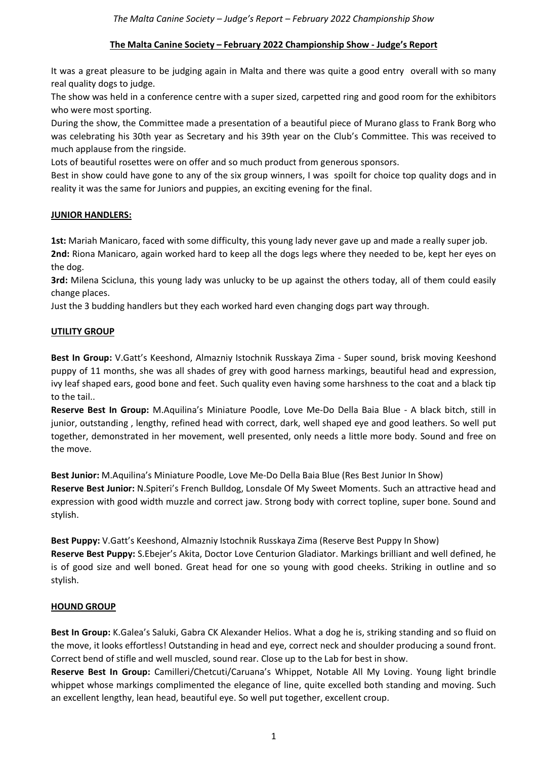## The Malta Canine Society – February 2022 Championship Show - Judge's Report

It was a great pleasure to be judging again in Malta and there was quite a good entry overall with so many real quality dogs to judge.

The show was held in a conference centre with a super sized, carpetted ring and good room for the exhibitors who were most sporting.

During the show, the Committee made a presentation of a beautiful piece of Murano glass to Frank Borg who was celebrating his 30th year as Secretary and his 39th year on the Club's Committee. This was received to much applause from the ringside.

Lots of beautiful rosettes were on offer and so much product from generous sponsors.

Best in show could have gone to any of the six group winners, I was spoilt for choice top quality dogs and in reality it was the same for Juniors and puppies, an exciting evening for the final.

### JUNIOR HANDLERS:

**1st:** Mariah Manicaro, faced with some difficulty, this young lady never gave up and made a really super job.

**2nd:** Riona Manicaro, again worked hard to keep all the dogs legs where they needed to be, kept her eyes on the dog.

**3rd:** Milena Scicluna, this young lady was unlucky to be up against the others today, all of them could easily change places.

Just the 3 budding handlers but they each worked hard even changing dogs part way through.

### UTILITY GROUP

**Best In Group:** V.Gatt's Keeshond, Almazniy Istochnik Russkaya Zima - Super sound, brisk moving Keeshond puppy of 11 months, she was all shades of grey with good harness markings, beautiful head and expression, ivy leaf shaped ears, good bone and feet. Such quality even having some harshness to the coat and a black tip to the tail..

**Reserve Best In Group:** M.Aquilina's Miniature Poodle, Love Me-Do Della Baia Blue - A black bitch, still in junior, outstanding , lengthy, refined head with correct, dark, well shaped eye and good leathers. So well put together, demonstrated in her movement, well presented, only needs a little more body. Sound and free on the move.

**Best Junior:** M.Aquilina's Miniature Poodle, Love Me-Do Della Baia Blue (Res Best Junior In Show)

**Reserve Best Junior:** N.Spiteri's French Bulldog, Lonsdale Of My Sweet Moments. Such an attractive head and expression with good width muzzle and correct jaw. Strong body with correct topline, super bone. Sound and stylish.

**Best Puppy:** V.Gatt's Keeshond, Almazniy Istochnik Russkaya Zima (Reserve Best Puppy In Show)

**Reserve Best Puppy:** S.Ebejer's Akita, Doctor Love Centurion Gladiator. Markings brilliant and well defined, he is of good size and well boned. Great head for one so young with good cheeks. Striking in outline and so stylish.

### HOUND GROUP

**Best In Group:** K.Galea's Saluki, Gabra CK Alexander Helios. What a dog he is, striking standing and so fluid on the move, it looks effortless! Outstanding in head and eye, correct neck and shoulder producing a sound front. Correct bend of stifle and well muscled, sound rear. Close up to the Lab for best in show.

**Reserve Best In Group:** Camilleri/Chetcuti/Caruana's Whippet, Notable All My Loving. Young light brindle whippet whose markings complimented the elegance of line, quite excelled both standing and moving. Such an excellent lengthy, lean head, beautiful eye. So well put together, excellent croup.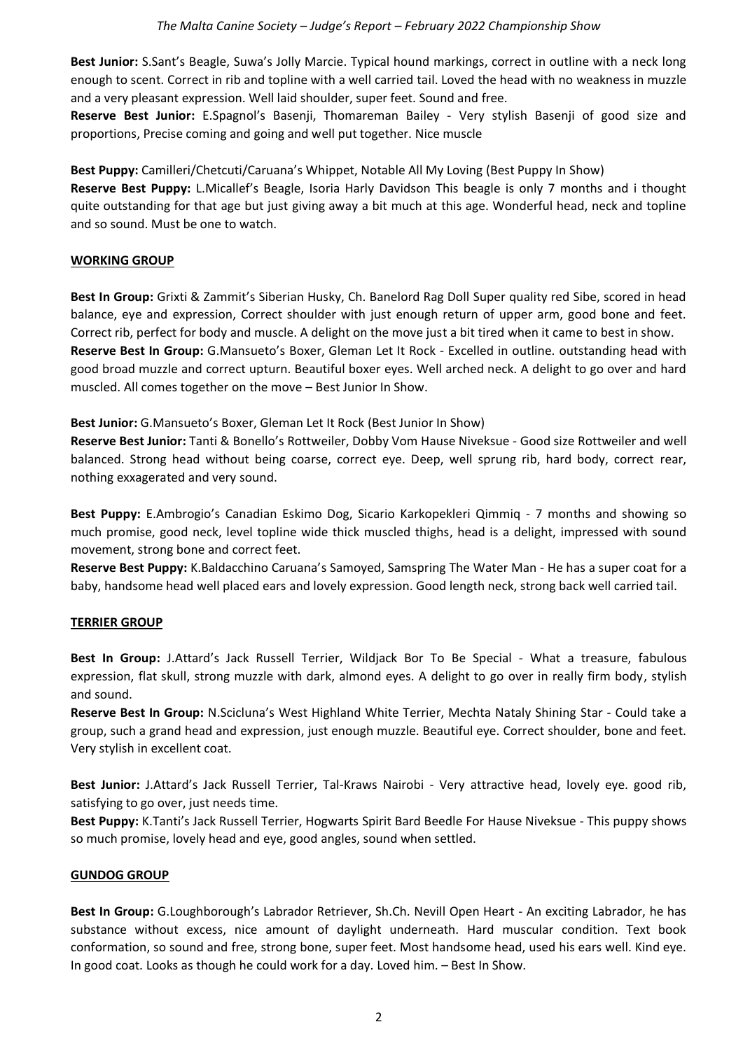**Best Junior:** S.Sant's Beagle, Suwa's Jolly Marcie. Typical hound markings, correct in outline with a neck long enough to scent. Correct in rib and topline with a well carried tail. Loved the head with no weakness in muzzle and a very pleasant expression. Well laid shoulder, super feet. Sound and free.

**Reserve Best Junior:** E.Spagnol's Basenji, Thomareman Bailey - Very stylish Basenji of good size and proportions, Precise coming and going and well put together. Nice muscle

**Best Puppy:** Camilleri/Chetcuti/Caruana's Whippet, Notable All My Loving (Best Puppy In Show)

**Reserve Best Puppy:** L.Micallef's Beagle, Isoria Harly Davidson This beagle is only 7 months and i thought quite outstanding for that age but just giving away a bit much at this age. Wonderful head, neck and topline and so sound. Must be one to watch.

## WORKING GROUP

**Best In Group:** Grixti & Zammit's Siberian Husky, Ch. Banelord Rag Doll Super quality red Sibe, scored in head balance, eye and expression, Correct shoulder with just enough return of upper arm, good bone and feet. Correct rib, perfect for body and muscle. A delight on the move just a bit tired when it came to best in show.

**Reserve Best In Group:** G.Mansueto's Boxer, Gleman Let It Rock - Excelled in outline. outstanding head with good broad muzzle and correct upturn. Beautiful boxer eyes. Well arched neck. A delight to go over and hard muscled. All comes together on the move – Best Junior In Show.

**Best Junior:** G.Mansueto's Boxer, Gleman Let It Rock (Best Junior In Show)

**Reserve Best Junior:** Tanti & Bonello's Rottweiler, Dobby Vom Hause Niveksue - Good size Rottweiler and well balanced. Strong head without being coarse, correct eye. Deep, well sprung rib, hard body, correct rear, nothing exxagerated and very sound.

**Best Puppy:** E.Ambrogio's Canadian Eskimo Dog, Sicario Karkopekleri Qimmiq - 7 months and showing so much promise, good neck, level topline wide thick muscled thighs, head is a delight, impressed with sound movement, strong bone and correct feet.

**Reserve Best Puppy:** K.Baldacchino Caruana's Samoyed, Samspring The Water Man - He has a super coat for a baby, handsome head well placed ears and lovely expression. Good length neck, strong back well carried tail.

## TERRIER GROUP

**Best In Group:** J.Attard's Jack Russell Terrier, Wildjack Bor To Be Special - What a treasure, fabulous expression, flat skull, strong muzzle with dark, almond eyes. A delight to go over in really firm body, stylish and sound.

**Reserve Best In Group:** N.Scicluna's West Highland White Terrier, Mechta Nataly Shining Star - Could take a group, such a grand head and expression, just enough muzzle. Beautiful eye. Correct shoulder, bone and feet. Very stylish in excellent coat.

**Best Junior:** J.Attard's Jack Russell Terrier, Tal-Kraws Nairobi - Very attractive head, lovely eye. good rib, satisfying to go over, just needs time.

**Best Puppy:** K.Tanti's Jack Russell Terrier, Hogwarts Spirit Bard Beedle For Hause Niveksue - This puppy shows so much promise, lovely head and eye, good angles, sound when settled.

## GUNDOG GROUP

**Best In Group:** G.Loughborough's Labrador Retriever, Sh.Ch. Nevill Open Heart - An exciting Labrador, he has substance without excess, nice amount of daylight underneath. Hard muscular condition. Text book conformation, so sound and free, strong bone, super feet. Most handsome head, used his ears well. Kind eye. In good coat. Looks as though he could work for a day. Loved him. – Best In Show.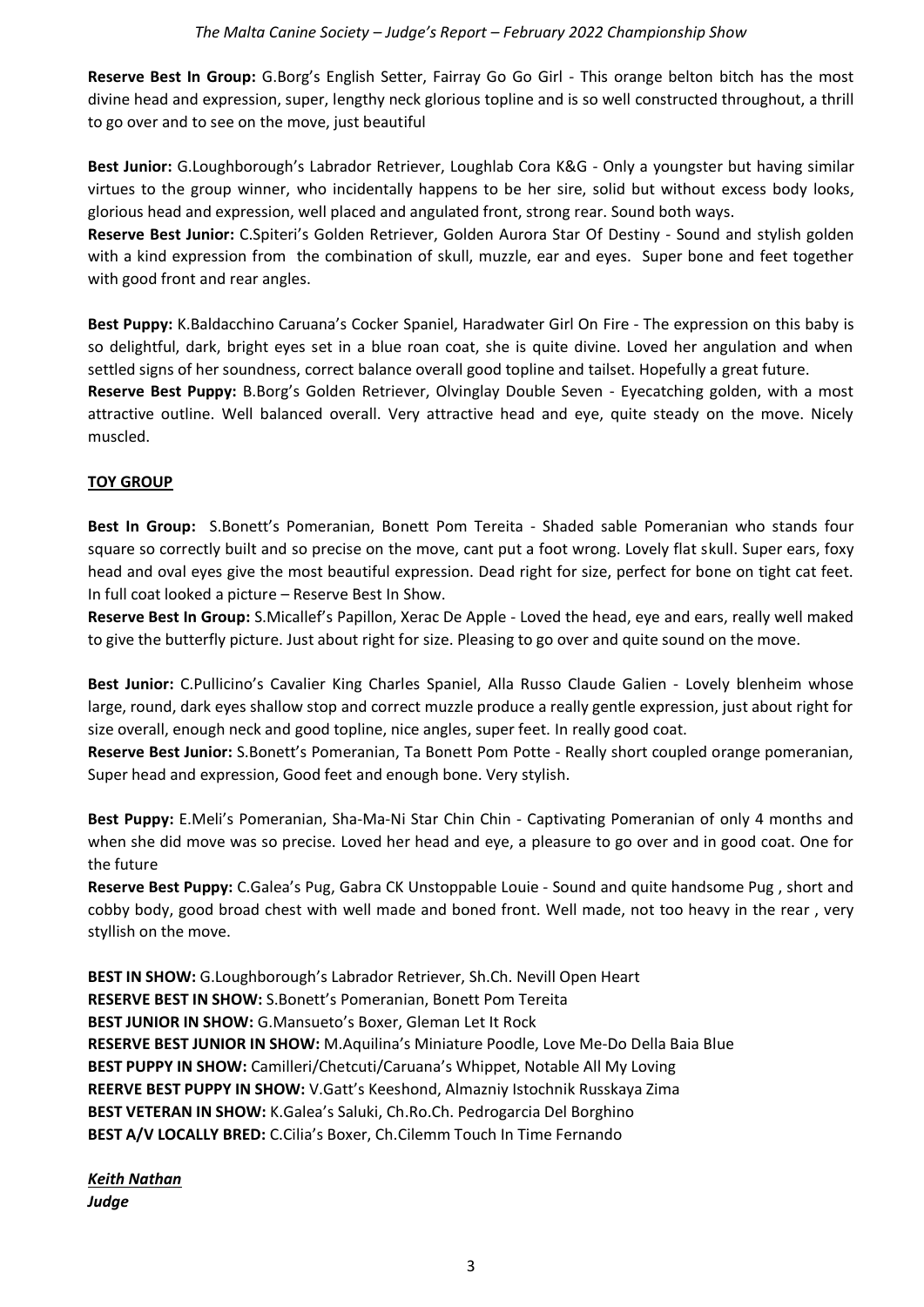**Reserve Best In Group:** G.Borg's English Setter, Fairray Go Go Girl - This orange belton bitch has the most divine head and expression, super, lengthy neck glorious topline and is so well constructed throughout, a thrill to go over and to see on the move, just beautiful

**Best Junior:** G.Loughborough's Labrador Retriever, Loughlab Cora K&G - Only a youngster but having similar virtues to the group winner, who incidentally happens to be her sire, solid but without excess body looks, glorious head and expression, well placed and angulated front, strong rear. Sound both ways.

**Reserve Best Junior:** C.Spiteri's Golden Retriever, Golden Aurora Star Of Destiny - Sound and stylish golden with a kind expression from the combination of skull, muzzle, ear and eyes. Super bone and feet together with good front and rear angles.

**Best Puppy:** K.Baldacchino Caruana's Cocker Spaniel, Haradwater Girl On Fire - The expression on this baby is so delightful, dark, bright eyes set in a blue roan coat, she is quite divine. Loved her angulation and when settled signs of her soundness, correct balance overall good topline and tailset. Hopefully a great future.

**Reserve Best Puppy:** B.Borg's Golden Retriever, Olvinglay Double Seven - Eyecatching golden, with a most attractive outline. Well balanced overall. Very attractive head and eye, quite steady on the move. Nicely muscled.

**TOY GROUP**

**Best In Group:** S.Bonett's Pomeranian, Bonett Pom Tereita - Shaded sable Pomeranian who stands four square so correctly built and so precise on the move, cant put a foot wrong. Lovely flat skull. Super ears, foxy head and oval eyes give the most beautiful expression. Dead right for size, perfect for bone on tight cat feet. In full coat looked a picture – Reserve Best In Show.

**Reserve Best In Group:** S.Micallef's Papillon, Xerac De Apple - Loved the head, eye and ears, really well maked to give the butterfly picture. Just about right for size. Pleasing to go over and quite sound on the move.

**Best Junior:** C.Pullicino's Cavalier King Charles Spaniel, Alla Russo Claude Galien - Lovely blenheim whose large, round, dark eyes shallow stop and correct muzzle produce a really gentle expression, just about right for size overall, enough neck and good topline, nice angles, super feet. In really good coat.

**Reserve Best Junior:** S.Bonett's Pomeranian, Ta Bonett Pom Potte - Really short coupled orange pomeranian, Super head and expression, Good feet and enough bone. Very stylish.

**Best Puppy:** E.Meli's Pomeranian, Sha-Ma-Ni Star Chin Chin - Captivating Pomeranian of only 4 months and when she did move was so precise. Loved her head and eye, a pleasure to go over and in good coat. One for the future

**Reserve Best Puppy:** C.Galea's Pug, Gabra CK Unstoppable Louie - Sound and quite handsome Pug , short and cobby body, good broad chest with well made and boned front. Well made, not too heavy in the rear , very styllish on the move.

**BEST IN SHOW:** G.Loughborough's Labrador Retriever, Sh.Ch. Nevill Open Heart
**RESERVE BEST IN SHOW:** S.Bonett's Pomeranian, Bonett Pom Tereita
**BEST JUNIOR IN SHOW:** G.Mansueto's Boxer, Gleman Let It Rock
**RESERVE BEST JUNIOR IN SHOW:** M.Aquilina's Miniature Poodle, Love Me-Do Della Baia Blue
**BEST PUPPY IN SHOW:** Camilleri/Chetcuti/Caruana's Whippet, Notable All My Loving
**REERVE BEST PUPPY IN SHOW:** V.Gatt's Keeshond, Almazniy Istochnik Russkaya Zima
**BEST VETERAN IN SHOW:** K.Galea's Saluki, Ch.Ro.Ch. Pedrogarcia Del Borghino
**BEST A/V LOCALLY BRED:** C.Cilia's Boxer, Ch.Cilemm Touch In Time Fernando

***Keith Nathan***
***Judge***